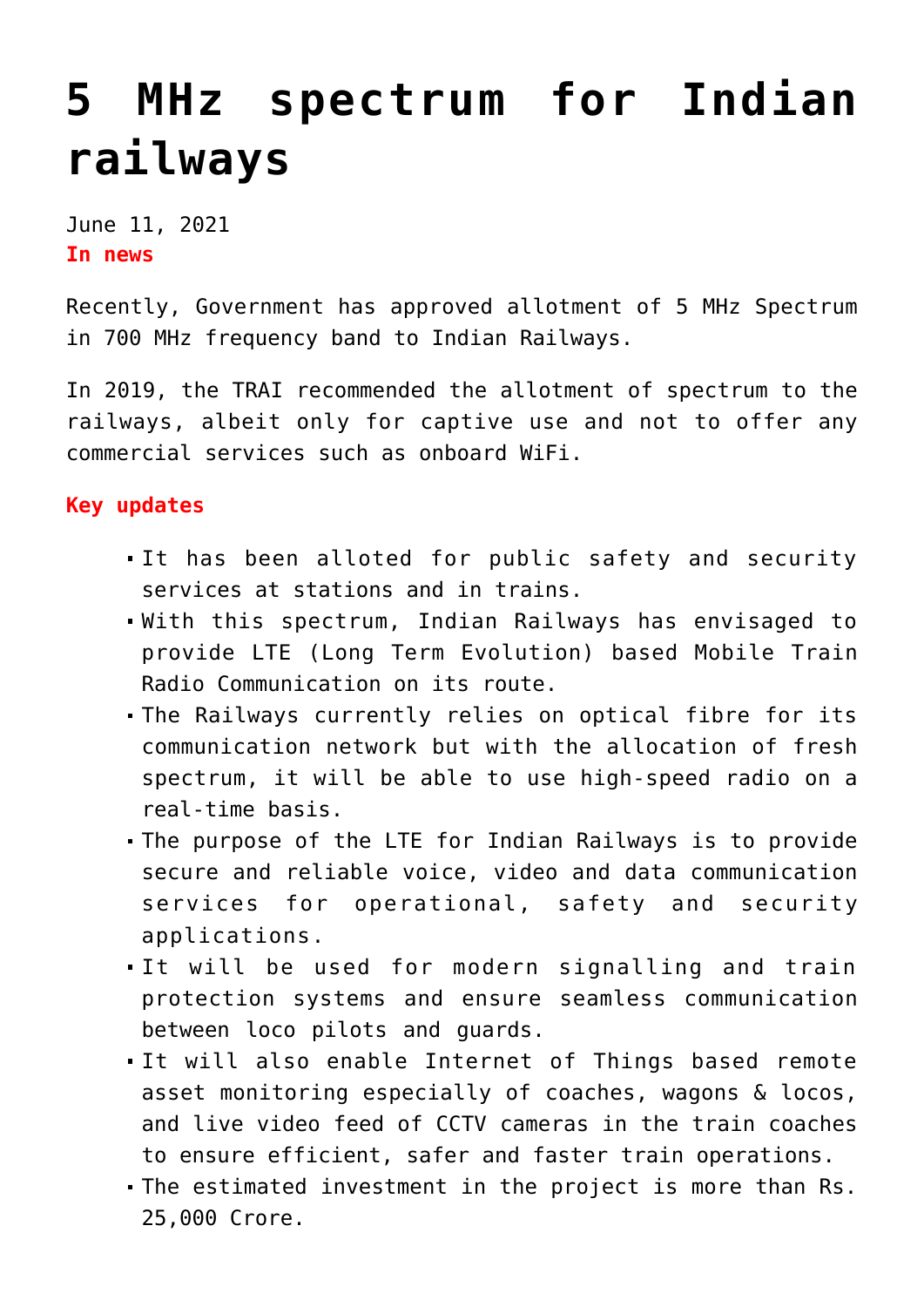# 5 MHz spectrum for Indian railways

June 11, 2021

**In news**

Recently, Government has approved allotment of 5 MHz Spectrum in 700 MHz frequency band to Indian Railways.

In 2019, the TRAI recommended the allotment of spectrum to the railways, albeit only for captive use and not to offer any commercial services such as onboard WiFi.

**Key updates**

- It has been alloted for public safety and security services at stations and in trains.
- With this spectrum, Indian Railways has envisaged to provide LTE (Long Term Evolution) based Mobile Train Radio Communication on its route.
- The Railways currently relies on optical fibre for its communication network but with the allocation of fresh spectrum, it will be able to use high-speed radio on a real-time basis.
- The purpose of the LTE for Indian Railways is to provide secure and reliable voice, video and data communication services for operational, safety and security applications.
- It will be used for modern signalling and train protection systems and ensure seamless communication between loco pilots and guards.
- It will also enable Internet of Things based remote asset monitoring especially of coaches, wagons & locos, and live video feed of CCTV cameras in the train coaches to ensure efficient, safer and faster train operations.
- The estimated investment in the project is more than Rs. 25,000 Crore.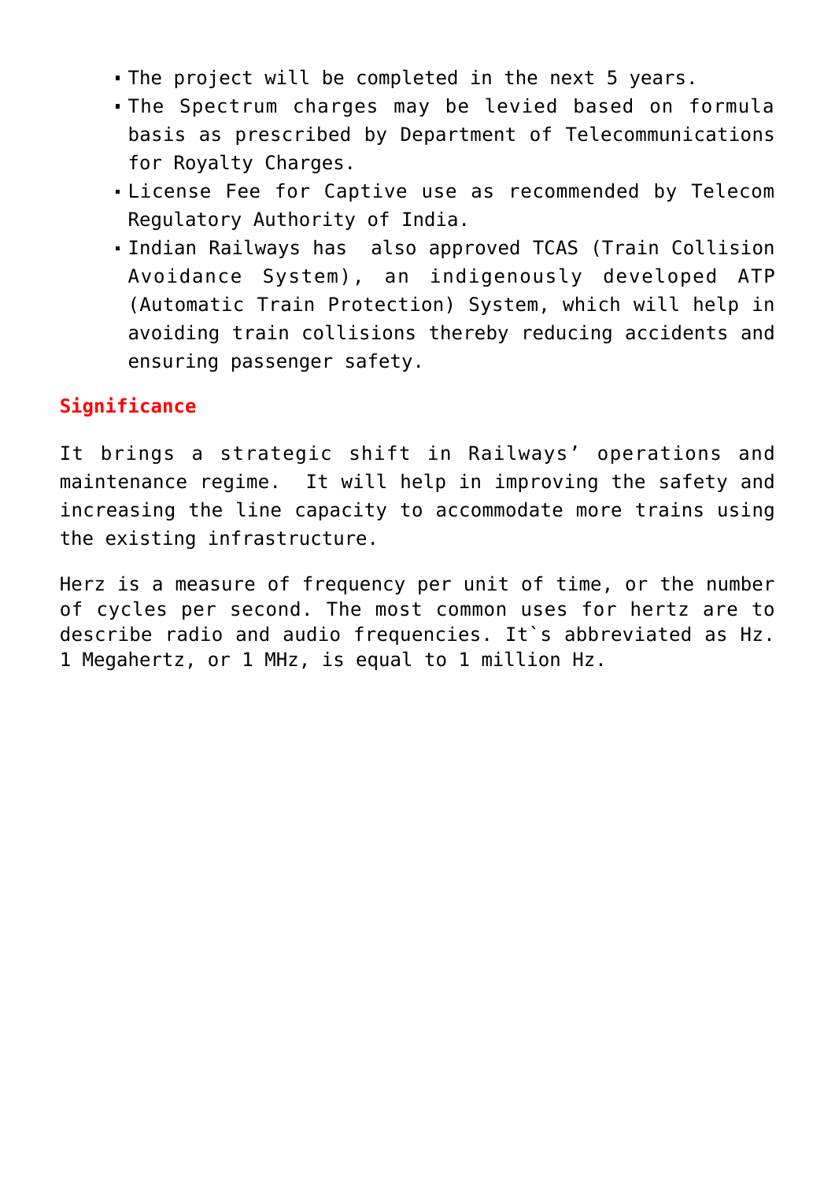- The project will be completed in the next 5 years.
- The Spectrum charges may be levied based on formula basis as prescribed by Department of Telecommunications for Royalty Charges.
- License Fee for Captive use as recommended by Telecom Regulatory Authority of India.
- Indian Railways has  also approved TCAS (Train Collision Avoidance System), an indigenously developed ATP (Automatic Train Protection) System, which will help in avoiding train collisions thereby reducing accidents and ensuring passenger safety.

**Significance**

It brings a strategic shift in Railways' operations and maintenance regime.  It will help in improving the safety and increasing the line capacity to accommodate more trains using the existing infrastructure.

Herz is a measure of frequency per unit of time, or the number of cycles per second. The most common uses for hertz are to describe radio and audio frequencies. It`s abbreviated as Hz. 1 Megahertz, or 1 MHz, is equal to 1 million Hz.